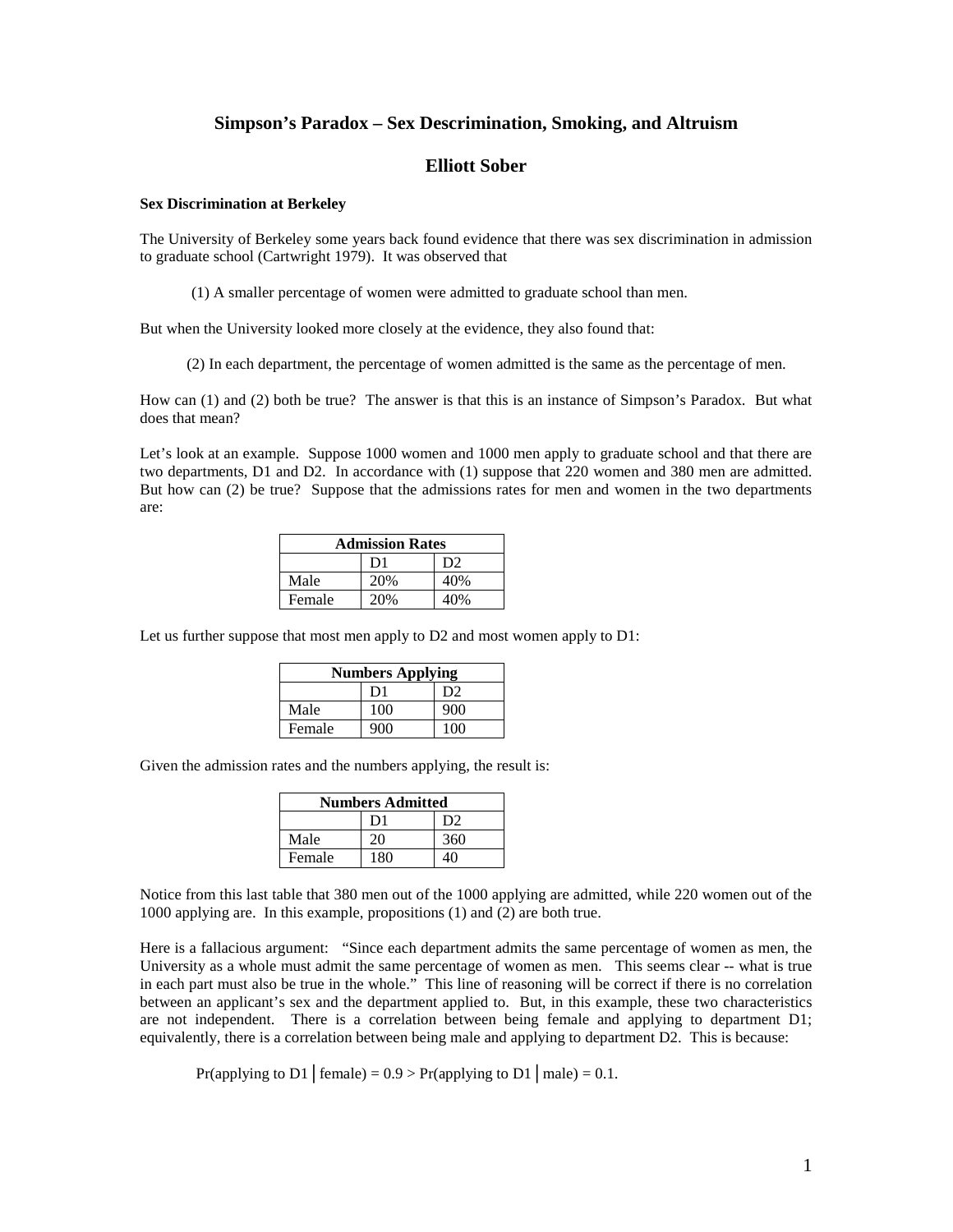# Simpson's Paradox – Sex Descrimination, Smoking, and Altruism

## Elliott Sober

### Sex Discrimination at Berkeley

The University of Berkeley some years back found evidence that there was sex discrimination in admission to graduate school (Cartwright 1979). It was observed that

(1) A smaller percentage of women were admitted to graduate school than men.

But when the University looked more closely at the evidence, they also found that:

(2) In each department, the percentage of women admitted is the same as the percentage of men.

How can (1) and (2) both be true? The answer is that this is an instance of Simpson's Paradox. But what does that mean?

Let's look at an example. Suppose 1000 women and 1000 men apply to graduate school and that there are two departments, D1 and D2. In accordance with (1) suppose that 220 women and 380 men are admitted. But how can (2) be true? Suppose that the admissions rates for men and women in the two departments are:

| Admission Rates | | |
|---|---|---|
| | D1 | D2 |
| Male | 20% | 40% |
| Female | 20% | 40% |

Let us further suppose that most men apply to D2 and most women apply to D1:

| Numbers Applying | | |
|---|---|---|
| | D1 | D2 |
| Male | 100 | 900 |
| Female | 900 | 100 |

Given the admission rates and the numbers applying, the result is:

| Numbers Admitted | | |
|---|---|---|
| | D1 | D2 |
| Male | 20 | 360 |
| Female | 180 | 40 |

Notice from this last table that 380 men out of the 1000 applying are admitted, while 220 women out of the 1000 applying are. In this example, propositions (1) and (2) are both true.

Here is a fallacious argument: "Since each department admits the same percentage of women as men, the University as a whole must admit the same percentage of women as men. This seems clear -- what is true in each part must also be true in the whole." This line of reasoning will be correct if there is no correlation between an applicant's sex and the department applied to. But, in this example, these two characteristics are not independent. There is a correlation between being female and applying to department D1; equivalently, there is a correlation between being male and applying to department D2. This is because:

$$\Pr(\text{applying to D1} \mid \text{female}) = 0.9 > \Pr(\text{applying to D1} \mid \text{male}) = 0.1.$$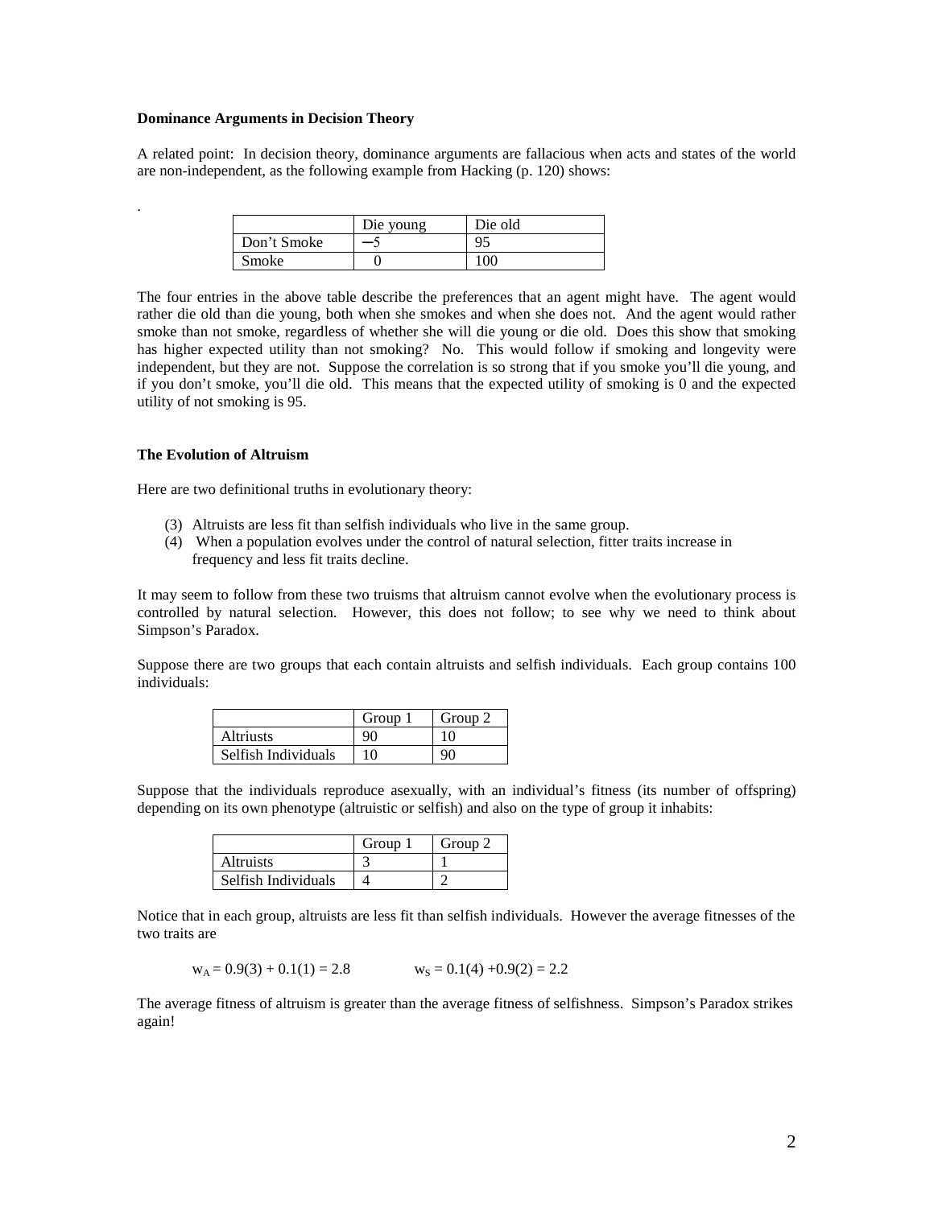**Dominance Arguments in Decision Theory**

A related point: In decision theory, dominance arguments are fallacious when acts and states of the world are non-independent, as the following example from Hacking (p. 120) shows:

.

| | Die young | Die old |
|---|---|---|
| Don't Smoke | −5 | 95 |
| Smoke | 0 | 100 |

The four entries in the above table describe the preferences that an agent might have. The agent would rather die old than die young, both when she smokes and when she does not. And the agent would rather smoke than not smoke, regardless of whether she will die young or die old. Does this show that smoking has higher expected utility than not smoking? No. This would follow if smoking and longevity were independent, but they are not. Suppose the correlation is so strong that if you smoke you'll die young, and if you don't smoke, you'll die old. This means that the expected utility of smoking is 0 and the expected utility of not smoking is 95.

**The Evolution of Altruism**

Here are two definitional truths in evolutionary theory:

(3) Altruists are less fit than selfish individuals who live in the same group.
(4) When a population evolves under the control of natural selection, fitter traits increase in frequency and less fit traits decline.

It may seem to follow from these two truisms that altruism cannot evolve when the evolutionary process is controlled by natural selection. However, this does not follow; to see why we need to think about Simpson's Paradox.

Suppose there are two groups that each contain altruists and selfish individuals. Each group contains 100 individuals:

| | Group 1 | Group 2 |
|---|---|---|
| Altriusts | 90 | 10 |
| Selfish Individuals | 10 | 90 |

Suppose that the individuals reproduce asexually, with an individual's fitness (its number of offspring) depending on its own phenotype (altruistic or selfish) and also on the type of group it inhabits:

| | Group 1 | Group 2 |
|---|---|---|
| Altruists | 3 | 1 |
| Selfish Individuals | 4 | 2 |

Notice that in each group, altruists are less fit than selfish individuals. However the average fitnesses of the two traits are

$w_A = 0.9(3) + 0.1(1) = 2.8$ $\qquad$ $w_S = 0.1(4) + 0.9(2) = 2.2$

The average fitness of altruism is greater than the average fitness of selfishness. Simpson's Paradox strikes again!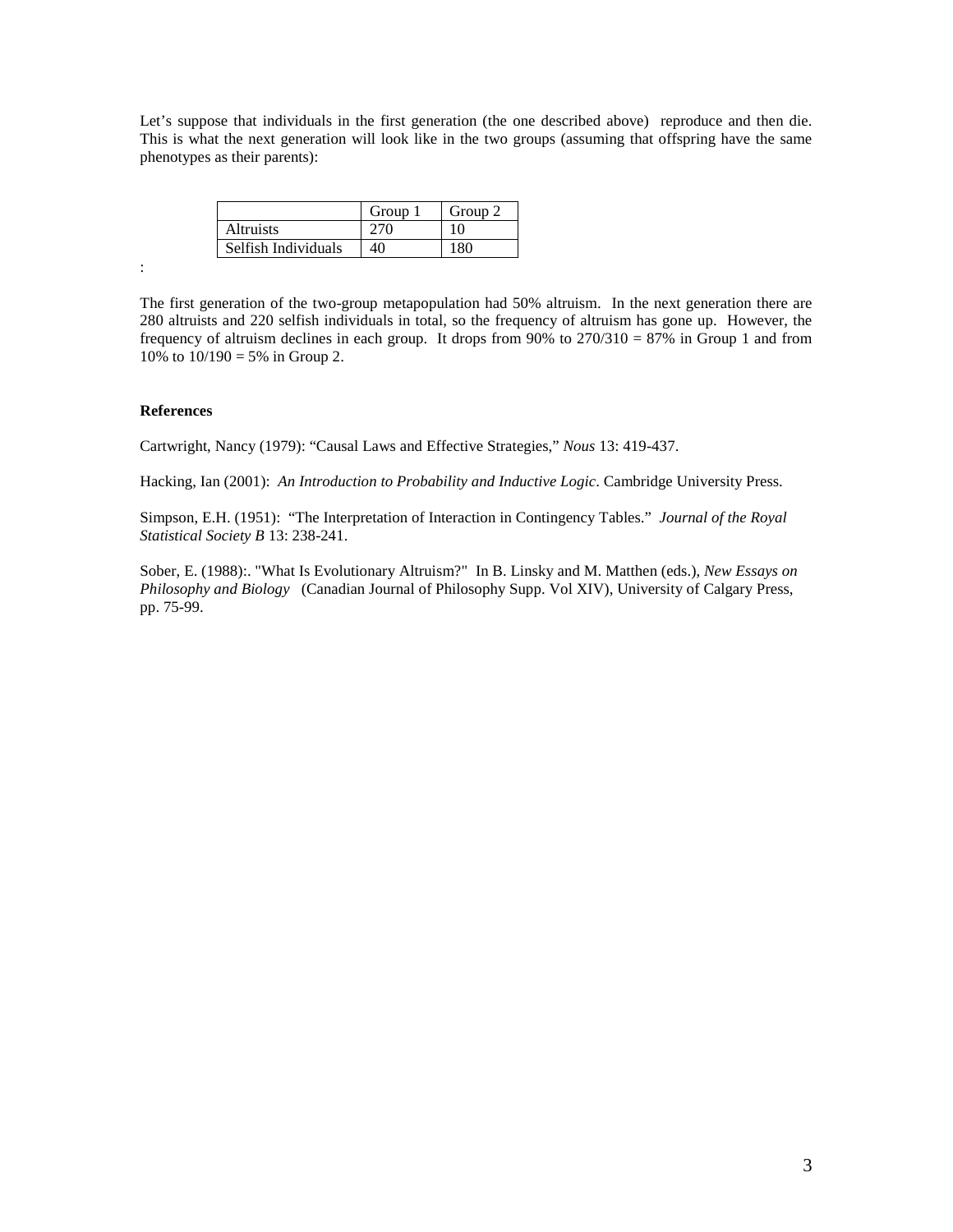Let's suppose that individuals in the first generation (the one described above) reproduce and then die. This is what the next generation will look like in the two groups (assuming that offspring have the same phenotypes as their parents):

| | Group 1 | Group 2 |
|---|---|---|
| Altruists | 270 | 10 |
| Selfish Individuals | 40 | 180 |

:

The first generation of the two-group metapopulation had 50% altruism. In the next generation there are 280 altruists and 220 selfish individuals in total, so the frequency of altruism has gone up. However, the frequency of altruism declines in each group. It drops from 90% to 270/310 = 87% in Group 1 and from 10% to 10/190 = 5% in Group 2.

**References**

Cartwright, Nancy (1979): "Causal Laws and Effective Strategies," *Nous* 13: 419-437.

Hacking, Ian (2001): *An Introduction to Probability and Inductive Logic*. Cambridge University Press.

Simpson, E.H. (1951): "The Interpretation of Interaction in Contingency Tables." *Journal of the Royal Statistical Society B* 13: 238-241.

Sober, E. (1988):. "What Is Evolutionary Altruism?" In B. Linsky and M. Matthen (eds.), *New Essays on Philosophy and Biology* (Canadian Journal of Philosophy Supp. Vol XIV), University of Calgary Press, pp. 75-99.